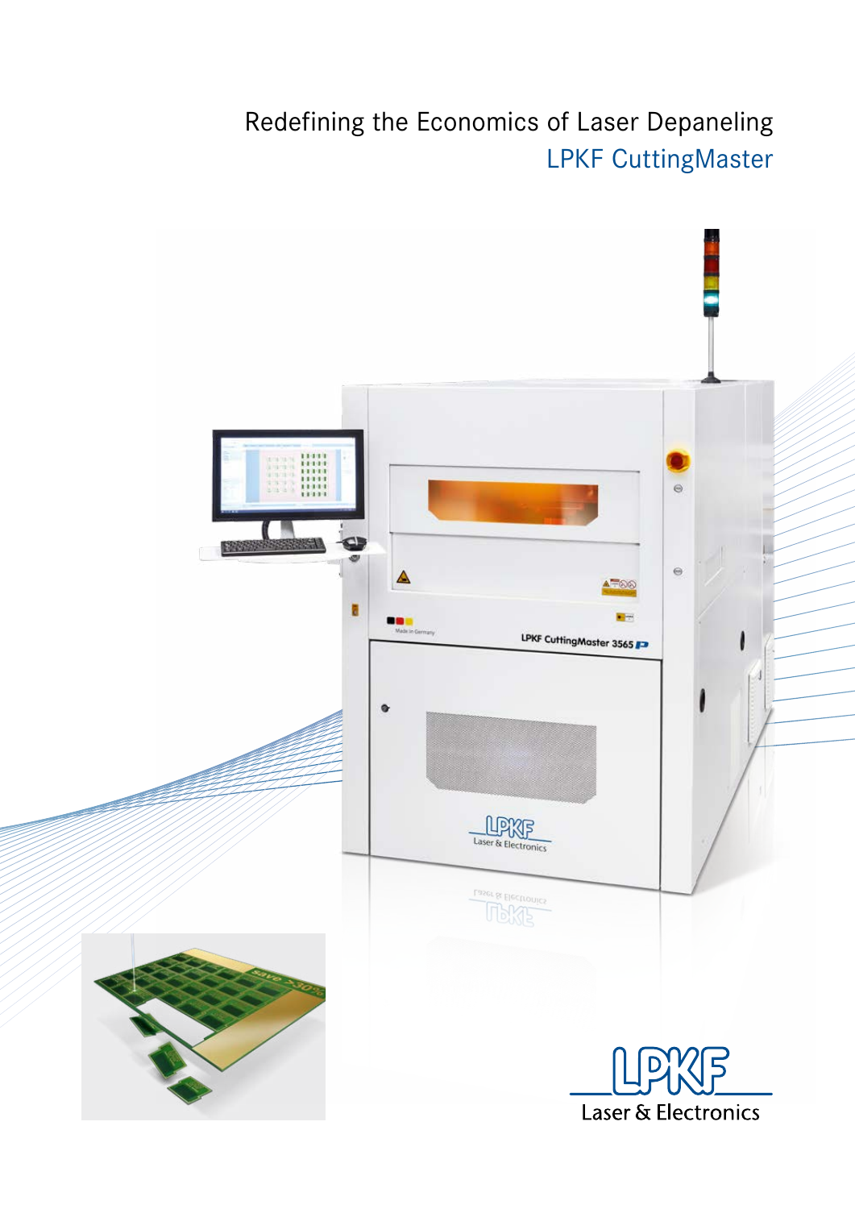# Redefining the Economics of Laser Depaneling

## LPKF CuttingMaster

LPKF Laser & Electronics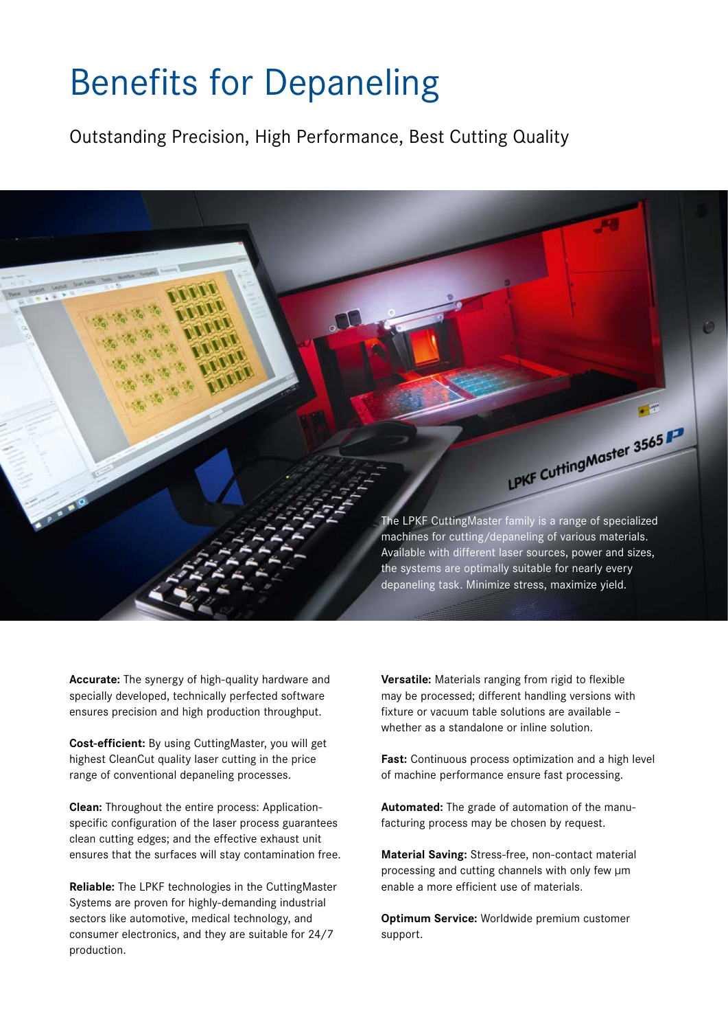# Benefits for Depaneling

## Outstanding Precision, High Performance, Best Cutting Quality

The LPKF CuttingMaster family is a range of specialized machines for cutting/depaneling of various materials. Available with different laser sources, power and sizes, the systems are optimally suitable for nearly every depaneling task. Minimize stress, maximize yield.

**Accurate:** The synergy of high-quality hardware and specially developed, technically perfected software ensures precision and high production throughput.

**Cost-efficient:** By using CuttingMaster, you will get highest CleanCut quality laser cutting in the price range of conventional depaneling processes.

**Clean:** Throughout the entire process: Application-specific configuration of the laser process guarantees clean cutting edges; and the effective exhaust unit ensures that the surfaces will stay contamination free.

**Reliable:** The LPKF technologies in the CuttingMaster Systems are proven for highly-demanding industrial sectors like automotive, medical technology, and consumer electronics, and they are suitable for 24/7 production.

**Versatile:** Materials ranging from rigid to flexible may be processed; different handling versions with fixture or vacuum table solutions are available – whether as a standalone or inline solution.

**Fast:** Continuous process optimization and a high level of machine performance ensure fast processing.

**Automated:** The grade of automation of the manufacturing process may be chosen by request.

**Material Saving:** Stress-free, non-contact material processing and cutting channels with only few µm enable a more efficient use of materials.

**Optimum Service:** Worldwide premium customer support.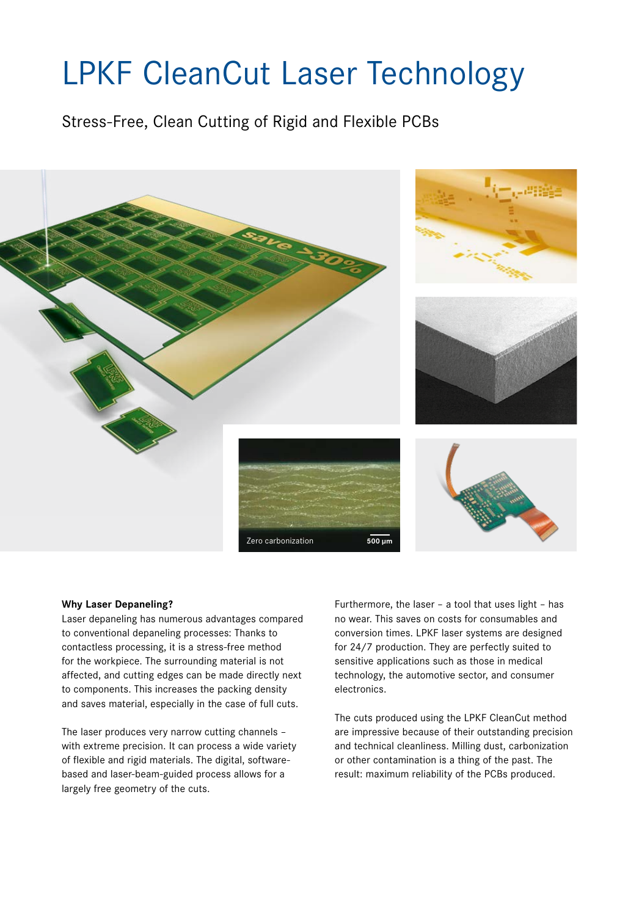# LPKF CleanCut Laser Technology

Stress-Free, Clean Cutting of Rigid and Flexible PCBs

Zero carbonization 500 µm

**Why Laser Depaneling?**

Laser depaneling has numerous advantages compared to conventional depaneling processes: Thanks to contactless processing, it is a stress-free method for the workpiece. The surrounding material is not affected, and cutting edges can be made directly next to components. This increases the packing density and saves material, especially in the case of full cuts.

The laser produces very narrow cutting channels – with extreme precision. It can process a wide variety of flexible and rigid materials. The digital, software-based and laser-beam-guided process allows for a largely free geometry of the cuts.

Furthermore, the laser – a tool that uses light – has no wear. This saves on costs for consumables and conversion times. LPKF laser systems are designed for 24/7 production. They are perfectly suited to sensitive applications such as those in medical technology, the automotive sector, and consumer electronics.

The cuts produced using the LPKF CleanCut method are impressive because of their outstanding precision and technical cleanliness. Milling dust, carbonization or other contamination is a thing of the past. The result: maximum reliability of the PCBs produced.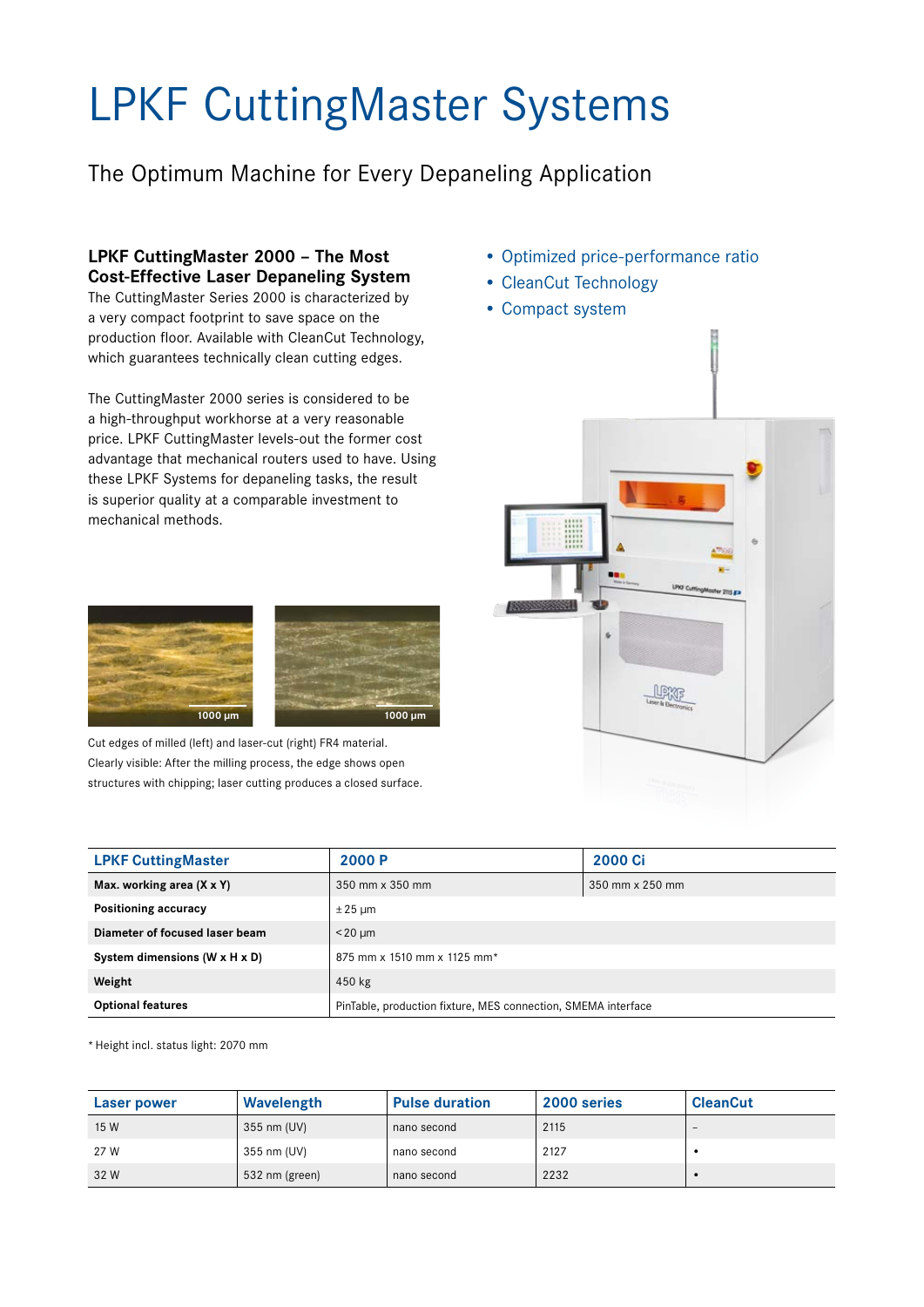# LPKF CuttingMaster Systems

## The Optimum Machine for Every Depaneling Application

### LPKF CuttingMaster 2000 – The Most Cost-Effective Laser Depaneling System

The CuttingMaster Series 2000 is characterized by a very compact footprint to save space on the production floor. Available with CleanCut Technology, which guarantees technically clean cutting edges.

The CuttingMaster 2000 series is considered to be a high-throughput workhorse at a very reasonable price. LPKF CuttingMaster levels-out the former cost advantage that mechanical routers used to have. Using these LPKF Systems for depaneling tasks, the result is superior quality at a comparable investment to mechanical methods.

- Optimized price-performance ratio
- CleanCut Technology
- Compact system

Cut edges of milled (left) and laser-cut (right) FR4 material. Clearly visible: After the milling process, the edge shows open structures with chipping; laser cutting produces a closed surface.

| LPKF CuttingMaster | 2000 P | 2000 Ci |
|---|---|---|
| **Max. working area (X x Y)** | 350 mm x 350 mm | 350 mm x 250 mm |
| **Positioning accuracy** | ± 25 µm | |
| **Diameter of focused laser beam** | < 20 µm | |
| **System dimensions (W x H x D)** | 875 mm x 1510 mm x 1125 mm* | |
| **Weight** | 450 kg | |
| **Optional features** | PinTable, production fixture, MES connection, SMEMA interface | |

\* Height incl. status light: 2070 mm

| Laser power | Wavelength | Pulse duration | 2000 series | CleanCut |
|---|---|---|---|---|
| 15 W | 355 nm (UV) | nano second | 2115 | – |
| 27 W | 355 nm (UV) | nano second | 2127 | • |
| 32 W | 532 nm (green) | nano second | 2232 | • |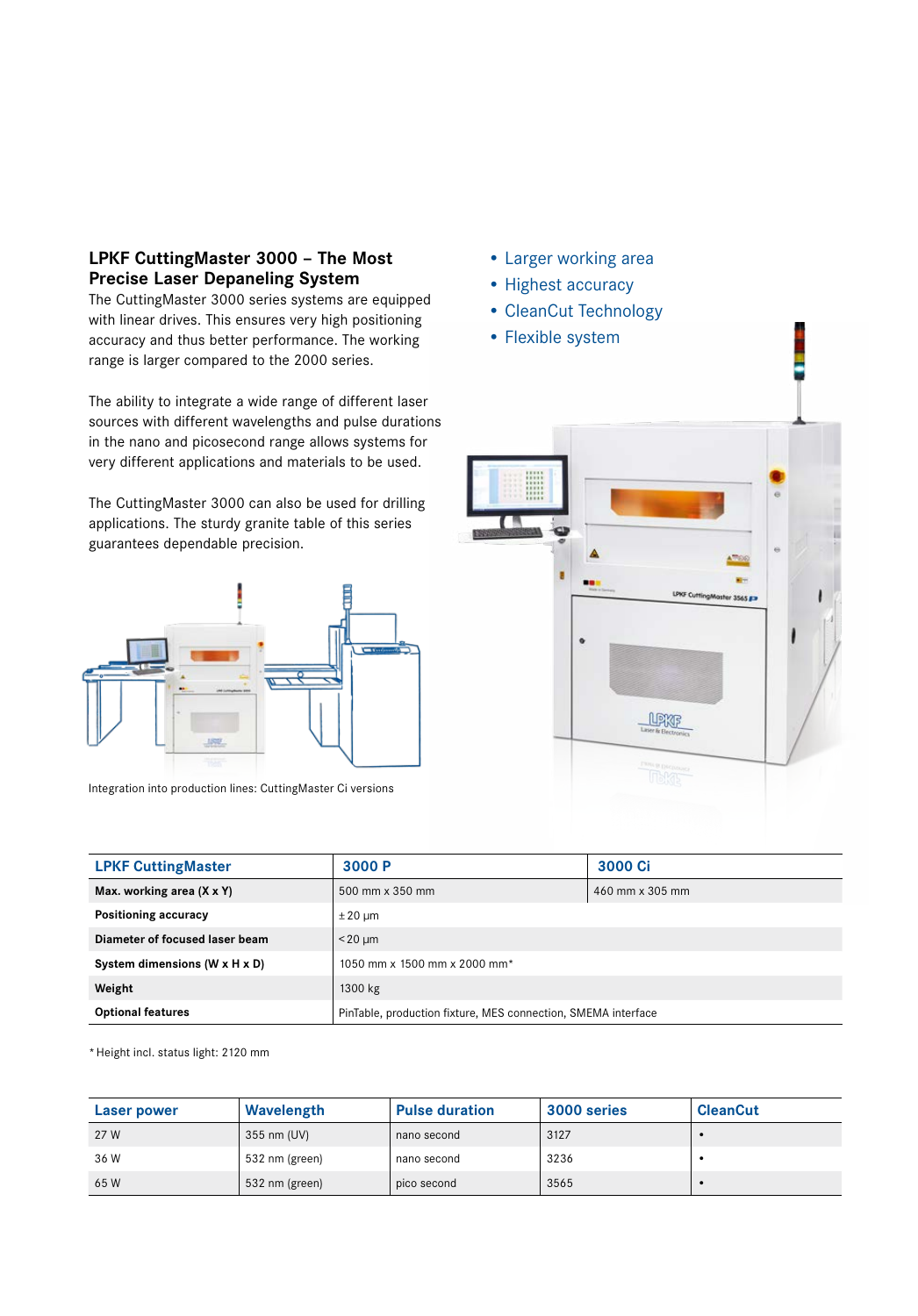## LPKF CuttingMaster 3000 – The Most Precise Laser Depaneling System

The CuttingMaster 3000 series systems are equipped with linear drives. This ensures very high positioning accuracy and thus better performance. The working range is larger compared to the 2000 series.

The ability to integrate a wide range of different laser sources with different wavelengths and pulse durations in the nano and picosecond range allows systems for very different applications and materials to be used.

The CuttingMaster 3000 can also be used for drilling applications. The sturdy granite table of this series guarantees dependable precision.

Integration into production lines: CuttingMaster Ci versions

- Larger working area
- Highest accuracy
- CleanCut Technology
- Flexible system

| LPKF CuttingMaster | 3000 P | 3000 Ci |
|---|---|---|
| **Max. working area (X x Y)** | 500 mm x 350 mm | 460 mm x 305 mm |
| **Positioning accuracy** | ± 20 µm | |
| **Diameter of focused laser beam** | < 20 µm | |
| **System dimensions (W x H x D)** | 1050 mm x 1500 mm x 2000 mm* | |
| **Weight** | 1300 kg | |
| **Optional features** | PinTable, production fixture, MES connection, SMEMA interface | |

* Height incl. status light: 2120 mm

| Laser power | Wavelength | Pulse duration | 3000 series | CleanCut |
|---|---|---|---|---|
| 27 W | 355 nm (UV) | nano second | 3127 | • |
| 36 W | 532 nm (green) | nano second | 3236 | • |
| 65 W | 532 nm (green) | pico second | 3565 | • |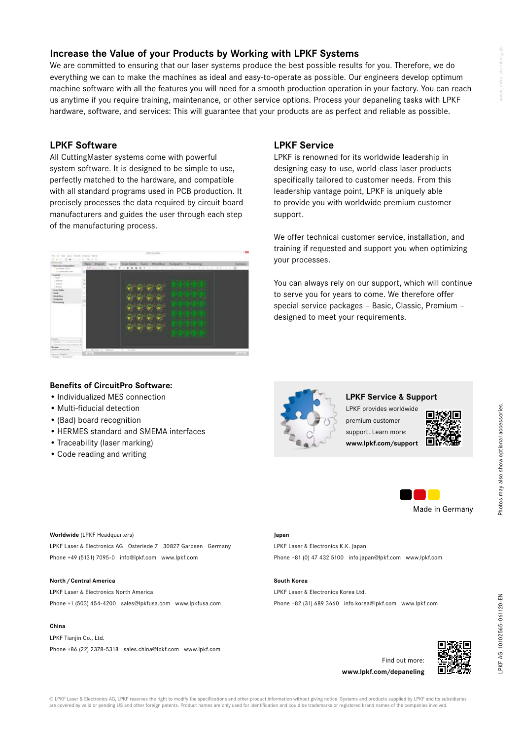## Increase the Value of your Products by Working with LPKF Systems

We are committed to ensuring that our laser systems produce the best possible results for you. Therefore, we do everything we can to make the machines as ideal and easy-to-operate as possible. Our engineers develop optimum machine software with all the features you will need for a smooth production operation in your factory. You can reach us anytime if you require training, maintenance, or other service options. Process your depaneling tasks with LPKF hardware, software, and services: This will guarantee that your products are as perfect and reliable as possible.

### LPKF Software

All CuttingMaster systems come with powerful system software. It is designed to be simple to use, perfectly matched to the hardware, and compatible with all standard programs used in PCB production. It precisely processes the data required by circuit board manufacturers and guides the user through each step of the manufacturing process.

**Benefits of CircuitPro Software:**

- Individualized MES connection
- Multi-fiducial detection
- (Bad) board recognition
- HERMES standard and SMEMA interfaces
- Traceability (laser marking)
- Code reading and writing

### LPKF Service

LPKF is renowned for its worldwide leadership in designing easy-to-use, world-class laser products specifically tailored to customer needs. From this leadership vantage point, LPKF is uniquely able to provide you with worldwide premium customer support.

We offer technical customer service, installation, and training if requested and support you when optimizing your processes.

You can always rely on our support, which will continue to serve you for years to come. We therefore offer special service packages – Basic, Classic, Premium – designed to meet your requirements.

**LPKF Service & Support**

LPKF provides worldwide premium customer support. Learn more: **www.lpkf.com/support**

Made in Germany

**Worldwide** (LPKF Headquarters)
LPKF Laser & Electronics AG Osteriede 7 30827 Garbsen Germany
Phone +49 (5131) 7095-0 info@lpkf.com www.lpkf.com

**North / Central America**
LPKF Laser & Electronics North America
Phone +1 (503) 454-4200 sales@lpkfusa.com www.lpkfusa.com

**China**
LPKF Tianjin Co., Ltd.
Phone +86 (22) 2378-5318 sales.china@lpkf.com www.lpkf.com

**Japan**
LPKF Laser & Electronics K.K. Japan
Phone +81 (0) 47 432 5100 info.japan@lpkf.com www.lpkf.com

**South Korea**
LPKF Laser & Electronics Korea Ltd.
Phone +82 (31) 689 3660 info.korea@lpkf.com www.lpkf.com

Find out more:
**www.lpkf.com/depaneling**

Photos may also show optional accessories.

LPKF AG, 10102565-061120-EN

© LPKF Laser & Electronics AG, LPKF reserves the right to modify the specifications and other product information without giving notice. Systems and products supplied by LPKF and its subsidiaries are covered by valid or pending US and other foreign patents. Product names are only used for identification and could be trademarks or registered brand names of the companies involved.